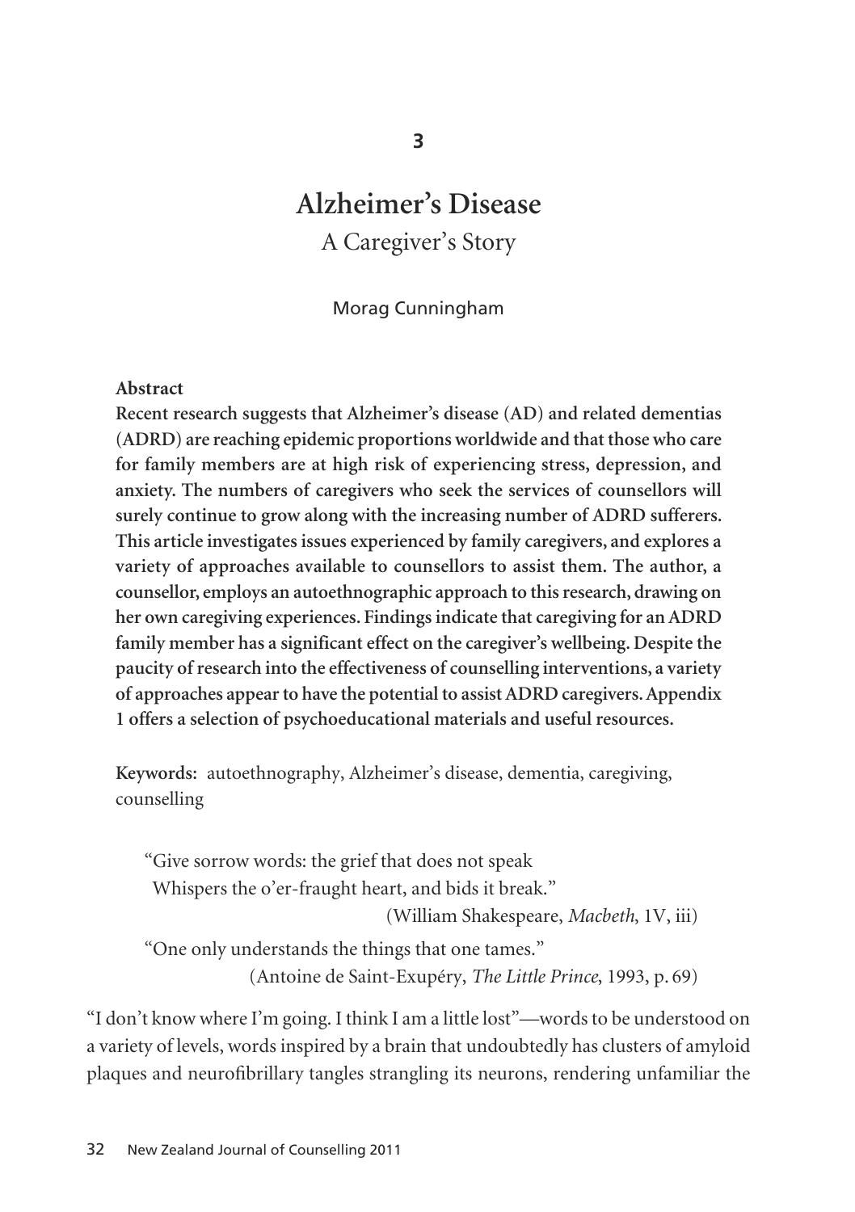3

# Alzheimer's Disease

## A Caregiver's Story

Morag Cunningham

**Abstract**

**Recent research suggests that Alzheimer's disease (AD) and related dementias (ADRD) are reaching epidemic proportions worldwide and that those who care for family members are at high risk of experiencing stress, depression, and anxiety. The numbers of caregivers who seek the services of counsellors will surely continue to grow along with the increasing number of ADRD sufferers. This article investigates issues experienced by family caregivers, and explores a variety of approaches available to counsellors to assist them. The author, a counsellor, employs an autoethnographic approach to this research, drawing on her own caregiving experiences. Findings indicate that caregiving for an ADRD family member has a significant effect on the caregiver's wellbeing. Despite the paucity of research into the effectiveness of counselling interventions, a variety of approaches appear to have the potential to assist ADRD caregivers. Appendix 1 offers a selection of psychoeducational materials and useful resources.**

**Keywords:** autoethnography, Alzheimer's disease, dementia, caregiving, counselling

> "Give sorrow words: the grief that does not speak
> Whispers the o'er-fraught heart, and bids it break."
> (William Shakespeare, *Macbeth*, 1V, iii)
>
> "One only understands the things that one tames."
> (Antoine de Saint-Exupéry, *The Little Prince*, 1993, p. 69)

"I don't know where I'm going. I think I am a little lost"—words to be understood on a variety of levels, words inspired by a brain that undoubtedly has clusters of amyloid plaques and neurofibrillary tangles strangling its neurons, rendering unfamiliar the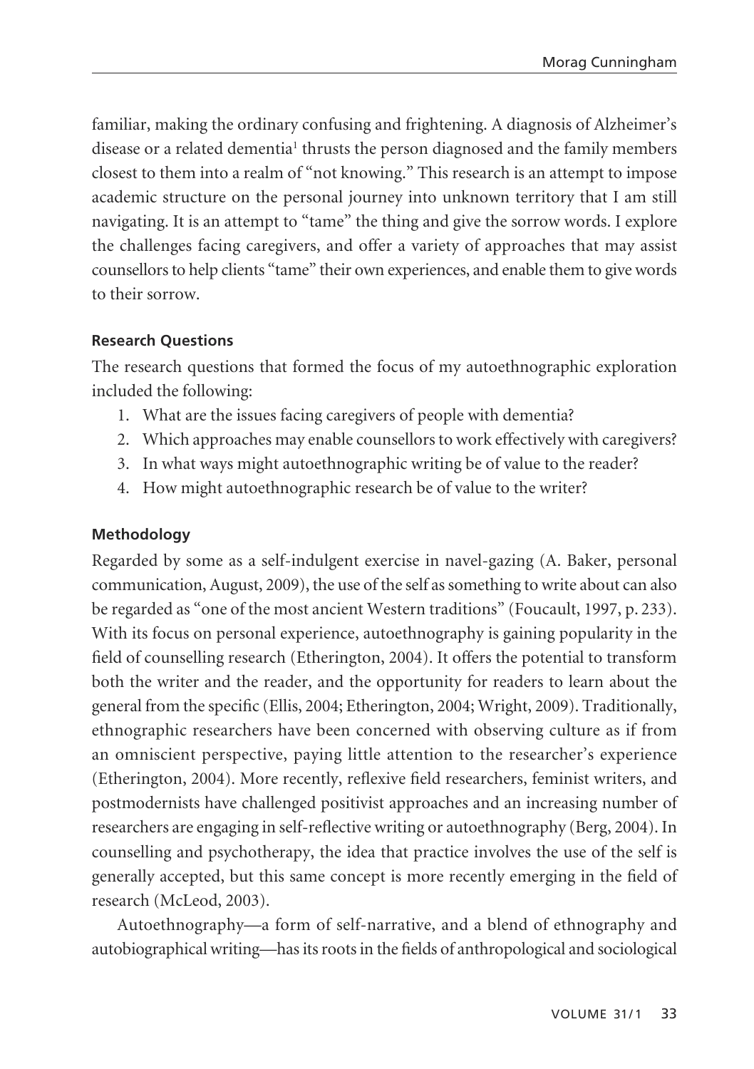familiar, making the ordinary confusing and frightening. A diagnosis of Alzheimer's disease or a related dementia[1] thrusts the person diagnosed and the family members closest to them into a realm of "not knowing." This research is an attempt to impose academic structure on the personal journey into unknown territory that I am still navigating. It is an attempt to "tame" the thing and give the sorrow words. I explore the challenges facing caregivers, and offer a variety of approaches that may assist counsellors to help clients "tame" their own experiences, and enable them to give words to their sorrow.

### Research Questions

The research questions that formed the focus of my autoethnographic exploration included the following:

1. What are the issues facing caregivers of people with dementia?
2. Which approaches may enable counsellors to work effectively with caregivers?
3. In what ways might autoethnographic writing be of value to the reader?
4. How might autoethnographic research be of value to the writer?

### Methodology

Regarded by some as a self-indulgent exercise in navel-gazing (A. Baker, personal communication, August, 2009), the use of the self as something to write about can also be regarded as "one of the most ancient Western traditions" (Foucault, 1997, p. 233). With its focus on personal experience, autoethnography is gaining popularity in the field of counselling research (Etherington, 2004). It offers the potential to transform both the writer and the reader, and the opportunity for readers to learn about the general from the specific (Ellis, 2004; Etherington, 2004; Wright, 2009). Traditionally, ethnographic researchers have been concerned with observing culture as if from an omniscient perspective, paying little attention to the researcher's experience (Etherington, 2004). More recently, reflexive field researchers, feminist writers, and postmodernists have challenged positivist approaches and an increasing number of researchers are engaging in self-reflective writing or autoethnography (Berg, 2004). In counselling and psychotherapy, the idea that practice involves the use of the self is generally accepted, but this same concept is more recently emerging in the field of research (McLeod, 2003).

Autoethnography—a form of self-narrative, and a blend of ethnography and autobiographical writing—has its roots in the fields of anthropological and sociological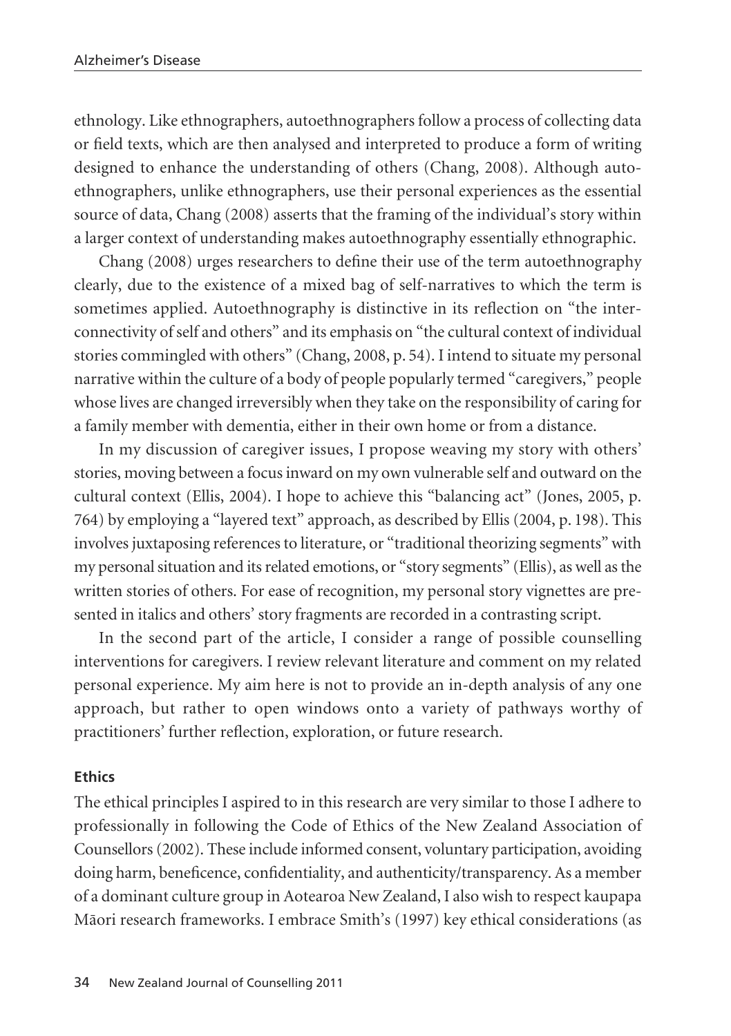ethnology. Like ethnographers, autoethnographers follow a process of collecting data or field texts, which are then analysed and interpreted to produce a form of writing designed to enhance the understanding of others (Chang, 2008). Although autoethnographers, unlike ethnographers, use their personal experiences as the essential source of data, Chang (2008) asserts that the framing of the individual's story within a larger context of understanding makes autoethnography essentially ethnographic.

Chang (2008) urges researchers to define their use of the term autoethnography clearly, due to the existence of a mixed bag of self-narratives to which the term is sometimes applied. Autoethnography is distinctive in its reflection on "the interconnectivity of self and others" and its emphasis on "the cultural context of individual stories commingled with others" (Chang, 2008, p. 54). I intend to situate my personal narrative within the culture of a body of people popularly termed "caregivers," people whose lives are changed irreversibly when they take on the responsibility of caring for a family member with dementia, either in their own home or from a distance.

In my discussion of caregiver issues, I propose weaving my story with others' stories, moving between a focus inward on my own vulnerable self and outward on the cultural context (Ellis, 2004). I hope to achieve this "balancing act" (Jones, 2005, p. 764) by employing a "layered text" approach, as described by Ellis (2004, p. 198). This involves juxtaposing references to literature, or "traditional theorizing segments" with my personal situation and its related emotions, or "story segments" (Ellis), as well as the written stories of others. For ease of recognition, my personal story vignettes are presented in italics and others' story fragments are recorded in a contrasting script.

In the second part of the article, I consider a range of possible counselling interventions for caregivers. I review relevant literature and comment on my related personal experience. My aim here is not to provide an in-depth analysis of any one approach, but rather to open windows onto a variety of pathways worthy of practitioners' further reflection, exploration, or future research.

**Ethics**

The ethical principles I aspired to in this research are very similar to those I adhere to professionally in following the Code of Ethics of the New Zealand Association of Counsellors (2002). These include informed consent, voluntary participation, avoiding doing harm, beneficence, confidentiality, and authenticity/transparency. As a member of a dominant culture group in Aotearoa New Zealand, I also wish to respect kaupapa Māori research frameworks. I embrace Smith's (1997) key ethical considerations (as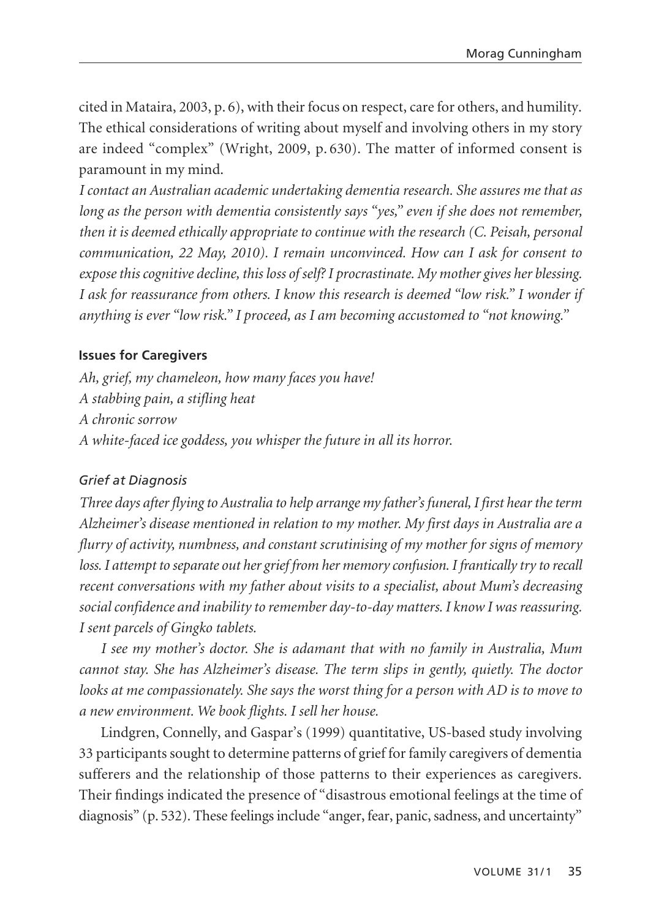cited in Mataira, 2003, p. 6), with their focus on respect, care for others, and humility. The ethical considerations of writing about myself and involving others in my story are indeed "complex" (Wright, 2009, p. 630). The matter of informed consent is paramount in my mind.

*I contact an Australian academic undertaking dementia research. She assures me that as long as the person with dementia consistently says "yes," even if she does not remember, then it is deemed ethically appropriate to continue with the research (C. Peisah, personal communication, 22 May, 2010). I remain unconvinced. How can I ask for consent to expose this cognitive decline, this loss of self? I procrastinate. My mother gives her blessing. I ask for reassurance from others. I know this research is deemed "low risk." I wonder if anything is ever "low risk." I proceed, as I am becoming accustomed to "not knowing."*

### Issues for Caregivers

*Ah, grief, my chameleon, how many faces you have!*
*A stabbing pain, a stifling heat*
*A chronic sorrow*
*A white-faced ice goddess, you whisper the future in all its horror.*

#### *Grief at Diagnosis*

*Three days after flying to Australia to help arrange my father's funeral, I first hear the term Alzheimer's disease mentioned in relation to my mother. My first days in Australia are a flurry of activity, numbness, and constant scrutinising of my mother for signs of memory loss. I attempt to separate out her grief from her memory confusion. I frantically try to recall recent conversations with my father about visits to a specialist, about Mum's decreasing social confidence and inability to remember day-to-day matters. I know I was reassuring. I sent parcels of Gingko tablets.*

*I see my mother's doctor. She is adamant that with no family in Australia, Mum cannot stay. She has Alzheimer's disease. The term slips in gently, quietly. The doctor looks at me compassionately. She says the worst thing for a person with AD is to move to a new environment. We book flights. I sell her house.*

Lindgren, Connelly, and Gaspar's (1999) quantitative, US-based study involving 33 participants sought to determine patterns of grief for family caregivers of dementia sufferers and the relationship of those patterns to their experiences as caregivers. Their findings indicated the presence of "disastrous emotional feelings at the time of diagnosis" (p. 532). These feelings include "anger, fear, panic, sadness, and uncertainty"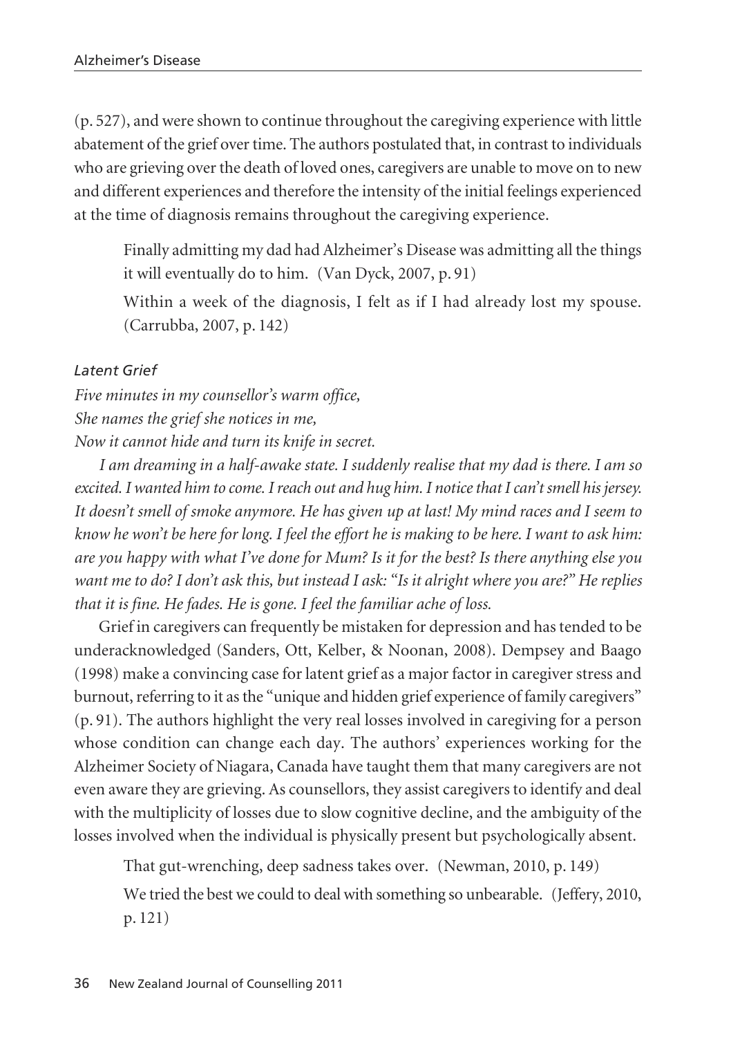(p. 527), and were shown to continue throughout the caregiving experience with little abatement of the grief over time. The authors postulated that, in contrast to individuals who are grieving over the death of loved ones, caregivers are unable to move on to new and different experiences and therefore the intensity of the initial feelings experienced at the time of diagnosis remains throughout the caregiving experience.

> Finally admitting my dad had Alzheimer's Disease was admitting all the things it will eventually do to him. (Van Dyck, 2007, p. 91)
>
> Within a week of the diagnosis, I felt as if I had already lost my spouse. (Carrubba, 2007, p. 142)

### *Latent Grief*

*Five minutes in my counsellor's warm office,*
*She names the grief she notices in me,*
*Now it cannot hide and turn its knife in secret.*

*I am dreaming in a half-awake state. I suddenly realise that my dad is there. I am so excited. I wanted him to come. I reach out and hug him. I notice that I can't smell his jersey. It doesn't smell of smoke anymore. He has given up at last! My mind races and I seem to know he won't be here for long. I feel the effort he is making to be here. I want to ask him: are you happy with what I've done for Mum? Is it for the best? Is there anything else you want me to do? I don't ask this, but instead I ask: "Is it alright where you are?" He replies that it is fine. He fades. He is gone. I feel the familiar ache of loss.*

Grief in caregivers can frequently be mistaken for depression and has tended to be underacknowledged (Sanders, Ott, Kelber, & Noonan, 2008). Dempsey and Baago (1998) make a convincing case for latent grief as a major factor in caregiver stress and burnout, referring to it as the "unique and hidden grief experience of family caregivers" (p. 91). The authors highlight the very real losses involved in caregiving for a person whose condition can change each day. The authors' experiences working for the Alzheimer Society of Niagara, Canada have taught them that many caregivers are not even aware they are grieving. As counsellors, they assist caregivers to identify and deal with the multiplicity of losses due to slow cognitive decline, and the ambiguity of the losses involved when the individual is physically present but psychologically absent.

> That gut-wrenching, deep sadness takes over. (Newman, 2010, p. 149)
>
> We tried the best we could to deal with something so unbearable. (Jeffery, 2010, p. 121)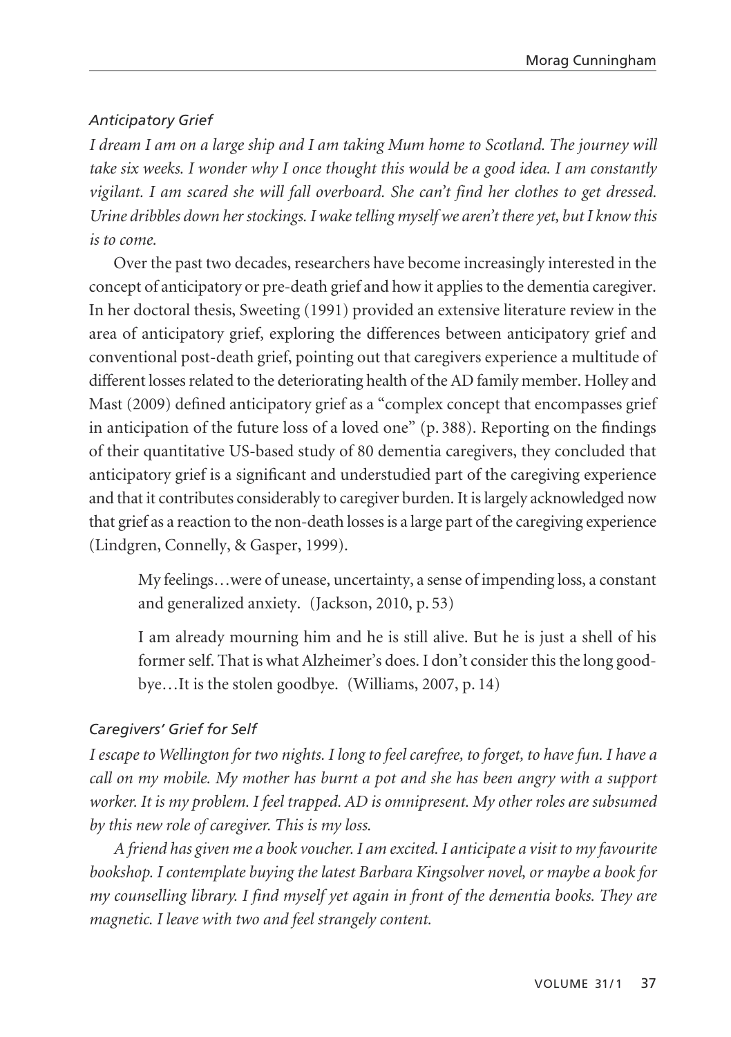### *Anticipatory Grief*

*I dream I am on a large ship and I am taking Mum home to Scotland. The journey will take six weeks. I wonder why I once thought this would be a good idea. I am constantly vigilant. I am scared she will fall overboard. She can't find her clothes to get dressed. Urine dribbles down her stockings. I wake telling myself we aren't there yet, but I know this is to come.*

Over the past two decades, researchers have become increasingly interested in the concept of anticipatory or pre-death grief and how it applies to the dementia caregiver. In her doctoral thesis, Sweeting (1991) provided an extensive literature review in the area of anticipatory grief, exploring the differences between anticipatory grief and conventional post-death grief, pointing out that caregivers experience a multitude of different losses related to the deteriorating health of the AD family member. Holley and Mast (2009) defined anticipatory grief as a "complex concept that encompasses grief in anticipation of the future loss of a loved one" (p. 388). Reporting on the findings of their quantitative US-based study of 80 dementia caregivers, they concluded that anticipatory grief is a significant and understudied part of the caregiving experience and that it contributes considerably to caregiver burden. It is largely acknowledged now that grief as a reaction to the non-death losses is a large part of the caregiving experience (Lindgren, Connelly, & Gasper, 1999).

> My feelings…were of unease, uncertainty, a sense of impending loss, a constant and generalized anxiety. (Jackson, 2010, p. 53)

> I am already mourning him and he is still alive. But he is just a shell of his former self. That is what Alzheimer's does. I don't consider this the long goodbye…It is the stolen goodbye. (Williams, 2007, p. 14)

### *Caregivers' Grief for Self*

*I escape to Wellington for two nights. I long to feel carefree, to forget, to have fun. I have a call on my mobile. My mother has burnt a pot and she has been angry with a support worker. It is my problem. I feel trapped. AD is omnipresent. My other roles are subsumed by this new role of caregiver. This is my loss.*

*A friend has given me a book voucher. I am excited. I anticipate a visit to my favourite bookshop. I contemplate buying the latest Barbara Kingsolver novel, or maybe a book for my counselling library. I find myself yet again in front of the dementia books. They are magnetic. I leave with two and feel strangely content.*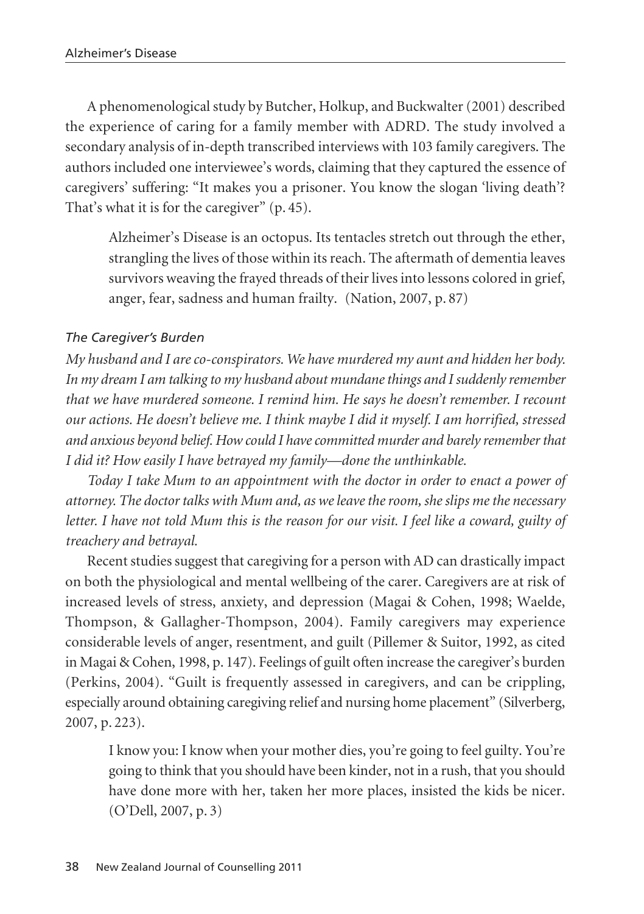A phenomenological study by Butcher, Holkup, and Buckwalter (2001) described the experience of caring for a family member with ADRD. The study involved a secondary analysis of in-depth transcribed interviews with 103 family caregivers. The authors included one interviewee's words, claiming that they captured the essence of caregivers' suffering: "It makes you a prisoner. You know the slogan 'living death'? That's what it is for the caregiver" (p. 45).

> Alzheimer's Disease is an octopus. Its tentacles stretch out through the ether, strangling the lives of those within its reach. The aftermath of dementia leaves survivors weaving the frayed threads of their lives into lessons colored in grief, anger, fear, sadness and human frailty. (Nation, 2007, p. 87)

### *The Caregiver's Burden*

*My husband and I are co-conspirators. We have murdered my aunt and hidden her body. In my dream I am talking to my husband about mundane things and I suddenly remember that we have murdered someone. I remind him. He says he doesn't remember. I recount our actions. He doesn't believe me. I think maybe I did it myself. I am horrified, stressed and anxious beyond belief. How could I have committed murder and barely remember that I did it? How easily I have betrayed my family—done the unthinkable.*

*Today I take Mum to an appointment with the doctor in order to enact a power of attorney. The doctor talks with Mum and, as we leave the room, she slips me the necessary letter. I have not told Mum this is the reason for our visit. I feel like a coward, guilty of treachery and betrayal.*

Recent studies suggest that caregiving for a person with AD can drastically impact on both the physiological and mental wellbeing of the carer. Caregivers are at risk of increased levels of stress, anxiety, and depression (Magai & Cohen, 1998; Waelde, Thompson, & Gallagher-Thompson, 2004). Family caregivers may experience considerable levels of anger, resentment, and guilt (Pillemer & Suitor, 1992, as cited in Magai & Cohen, 1998, p. 147). Feelings of guilt often increase the caregiver's burden (Perkins, 2004). "Guilt is frequently assessed in caregivers, and can be crippling, especially around obtaining caregiving relief and nursing home placement" (Silverberg, 2007, p. 223).

> I know you: I know when your mother dies, you're going to feel guilty. You're going to think that you should have been kinder, not in a rush, that you should have done more with her, taken her more places, insisted the kids be nicer. (O'Dell, 2007, p. 3)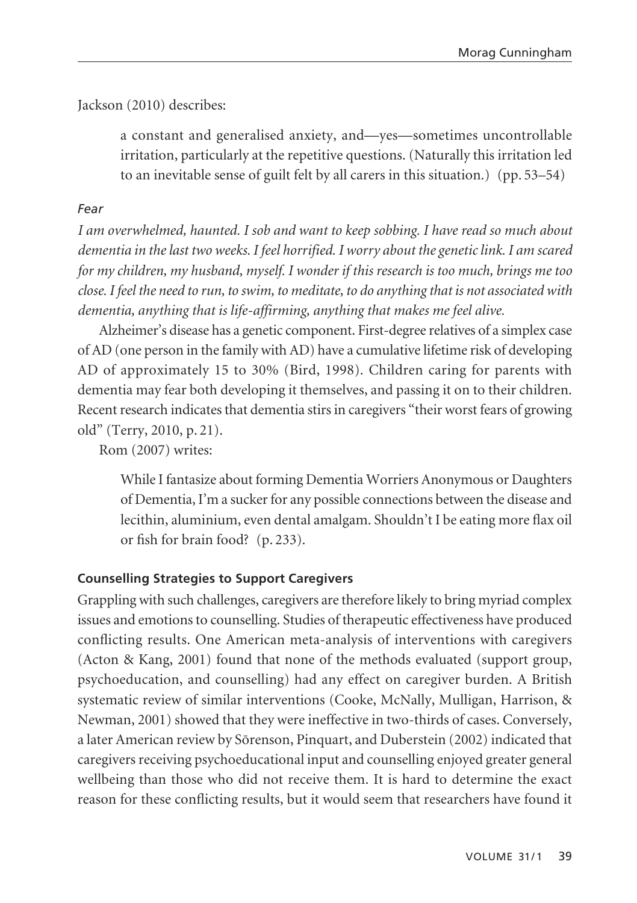Jackson (2010) describes:

> a constant and generalised anxiety, and—yes—sometimes uncontrollable irritation, particularly at the repetitive questions. (Naturally this irritation led to an inevitable sense of guilt felt by all carers in this situation.) (pp. 53–54)

*Fear*

*I am overwhelmed, haunted. I sob and want to keep sobbing. I have read so much about dementia in the last two weeks. I feel horrified. I worry about the genetic link. I am scared for my children, my husband, myself. I wonder if this research is too much, brings me too close. I feel the need to run, to swim, to meditate, to do anything that is not associated with dementia, anything that is life-affirming, anything that makes me feel alive.*

Alzheimer's disease has a genetic component. First-degree relatives of a simplex case of AD (one person in the family with AD) have a cumulative lifetime risk of developing AD of approximately 15 to 30% (Bird, 1998). Children caring for parents with dementia may fear both developing it themselves, and passing it on to their children. Recent research indicates that dementia stirs in caregivers "their worst fears of growing old" (Terry, 2010, p. 21).

Rom (2007) writes:

> While I fantasize about forming Dementia Worriers Anonymous or Daughters of Dementia, I'm a sucker for any possible connections between the disease and lecithin, aluminium, even dental amalgam. Shouldn't I be eating more flax oil or fish for brain food? (p. 233).

**Counselling Strategies to Support Caregivers**

Grappling with such challenges, caregivers are therefore likely to bring myriad complex issues and emotions to counselling. Studies of therapeutic effectiveness have produced conflicting results. One American meta-analysis of interventions with caregivers (Acton & Kang, 2001) found that none of the methods evaluated (support group, psychoeducation, and counselling) had any effect on caregiver burden. A British systematic review of similar interventions (Cooke, McNally, Mulligan, Harrison, & Newman, 2001) showed that they were ineffective in two-thirds of cases. Conversely, a later American review by Sōrenson, Pinquart, and Duberstein (2002) indicated that caregivers receiving psychoeducational input and counselling enjoyed greater general wellbeing than those who did not receive them. It is hard to determine the exact reason for these conflicting results, but it would seem that researchers have found it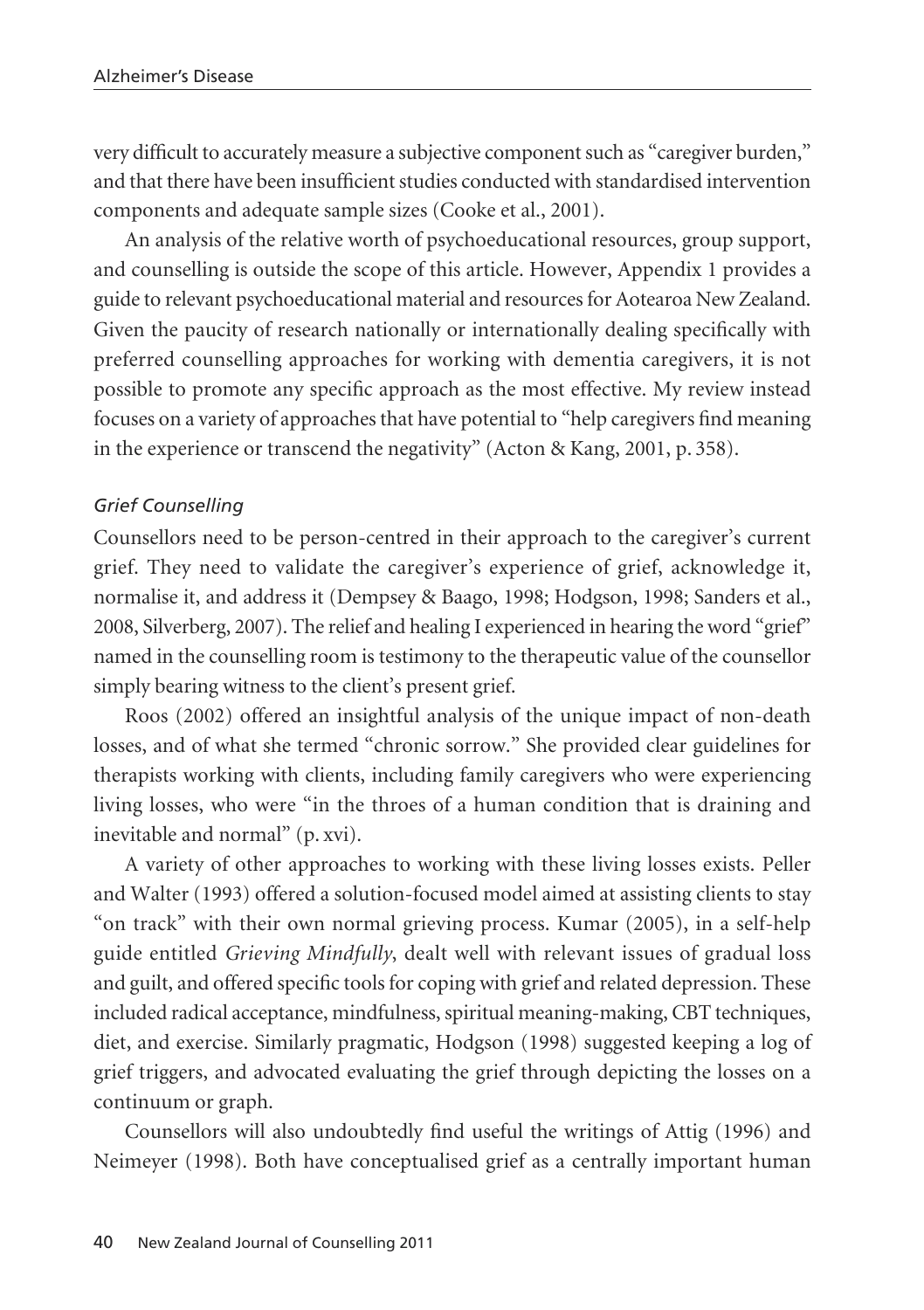very difficult to accurately measure a subjective component such as "caregiver burden," and that there have been insufficient studies conducted with standardised intervention components and adequate sample sizes (Cooke et al., 2001).

An analysis of the relative worth of psychoeducational resources, group support, and counselling is outside the scope of this article. However, Appendix 1 provides a guide to relevant psychoeducational material and resources for Aotearoa New Zealand. Given the paucity of research nationally or internationally dealing specifically with preferred counselling approaches for working with dementia caregivers, it is not possible to promote any specific approach as the most effective. My review instead focuses on a variety of approaches that have potential to "help caregivers find meaning in the experience or transcend the negativity" (Acton & Kang, 2001, p. 358).

### *Grief Counselling*

Counsellors need to be person-centred in their approach to the caregiver's current grief. They need to validate the caregiver's experience of grief, acknowledge it, normalise it, and address it (Dempsey & Baago, 1998; Hodgson, 1998; Sanders et al., 2008, Silverberg, 2007). The relief and healing I experienced in hearing the word "grief" named in the counselling room is testimony to the therapeutic value of the counsellor simply bearing witness to the client's present grief.

Roos (2002) offered an insightful analysis of the unique impact of non-death losses, and of what she termed "chronic sorrow." She provided clear guidelines for therapists working with clients, including family caregivers who were experiencing living losses, who were "in the throes of a human condition that is draining and inevitable and normal" (p. xvi).

A variety of other approaches to working with these living losses exists. Peller and Walter (1993) offered a solution-focused model aimed at assisting clients to stay "on track" with their own normal grieving process. Kumar (2005), in a self-help guide entitled *Grieving Mindfully*, dealt well with relevant issues of gradual loss and guilt, and offered specific tools for coping with grief and related depression. These included radical acceptance, mindfulness, spiritual meaning-making, CBT techniques, diet, and exercise. Similarly pragmatic, Hodgson (1998) suggested keeping a log of grief triggers, and advocated evaluating the grief through depicting the losses on a continuum or graph.

Counsellors will also undoubtedly find useful the writings of Attig (1996) and Neimeyer (1998). Both have conceptualised grief as a centrally important human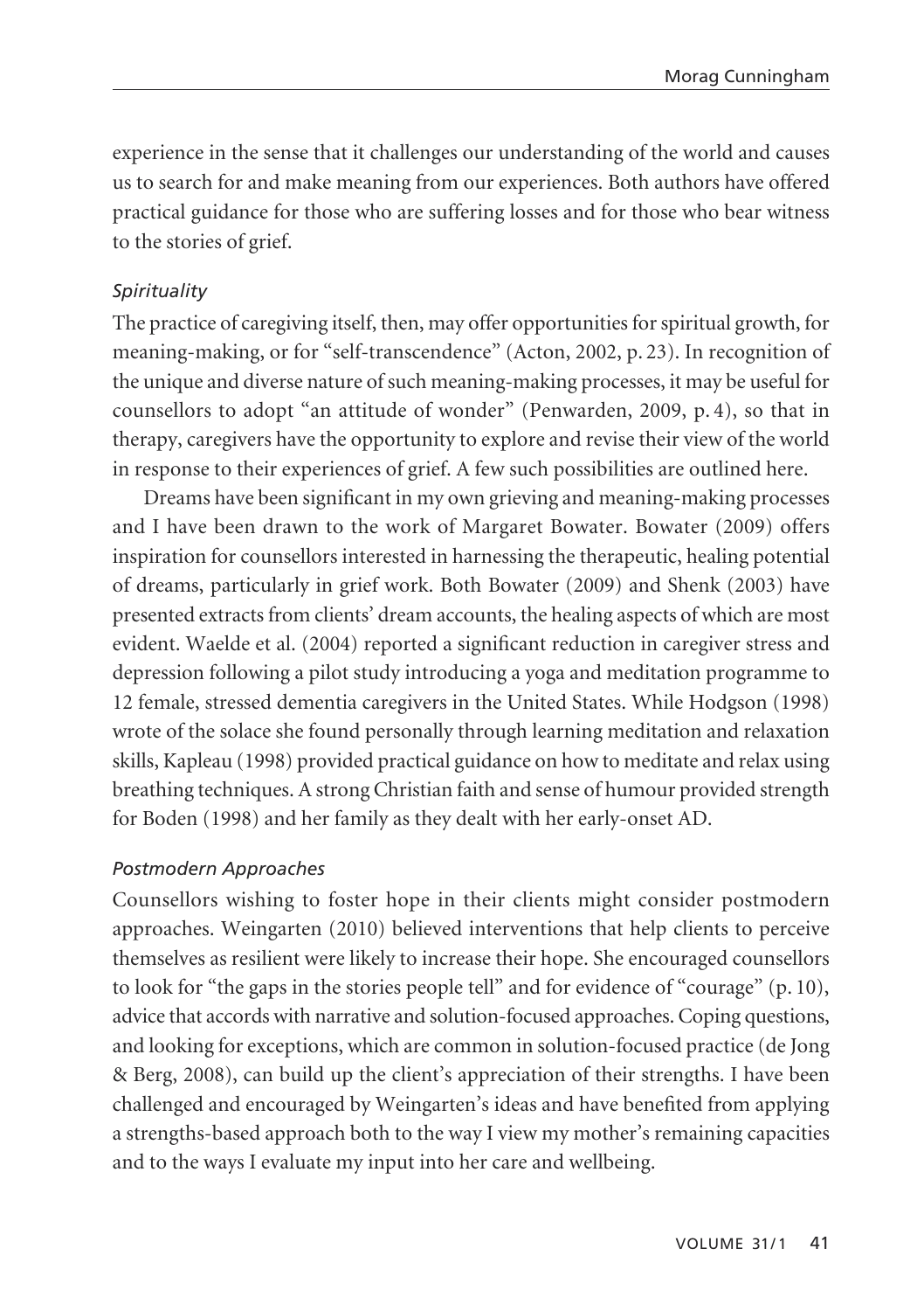experience in the sense that it challenges our understanding of the world and causes us to search for and make meaning from our experiences. Both authors have offered practical guidance for those who are suffering losses and for those who bear witness to the stories of grief.

### *Spirituality*

The practice of caregiving itself, then, may offer opportunities for spiritual growth, for meaning-making, or for "self-transcendence" (Acton, 2002, p. 23). In recognition of the unique and diverse nature of such meaning-making processes, it may be useful for counsellors to adopt "an attitude of wonder" (Penwarden, 2009, p. 4), so that in therapy, caregivers have the opportunity to explore and revise their view of the world in response to their experiences of grief. A few such possibilities are outlined here.

Dreams have been significant in my own grieving and meaning-making processes and I have been drawn to the work of Margaret Bowater. Bowater (2009) offers inspiration for counsellors interested in harnessing the therapeutic, healing potential of dreams, particularly in grief work. Both Bowater (2009) and Shenk (2003) have presented extracts from clients' dream accounts, the healing aspects of which are most evident. Waelde et al. (2004) reported a significant reduction in caregiver stress and depression following a pilot study introducing a yoga and meditation programme to 12 female, stressed dementia caregivers in the United States. While Hodgson (1998) wrote of the solace she found personally through learning meditation and relaxation skills, Kapleau (1998) provided practical guidance on how to meditate and relax using breathing techniques. A strong Christian faith and sense of humour provided strength for Boden (1998) and her family as they dealt with her early-onset AD.

### *Postmodern Approaches*

Counsellors wishing to foster hope in their clients might consider postmodern approaches. Weingarten (2010) believed interventions that help clients to perceive themselves as resilient were likely to increase their hope. She encouraged counsellors to look for "the gaps in the stories people tell" and for evidence of "courage" (p. 10), advice that accords with narrative and solution-focused approaches. Coping questions, and looking for exceptions, which are common in solution-focused practice (de Jong & Berg, 2008), can build up the client's appreciation of their strengths. I have been challenged and encouraged by Weingarten's ideas and have benefited from applying a strengths-based approach both to the way I view my mother's remaining capacities and to the ways I evaluate my input into her care and wellbeing.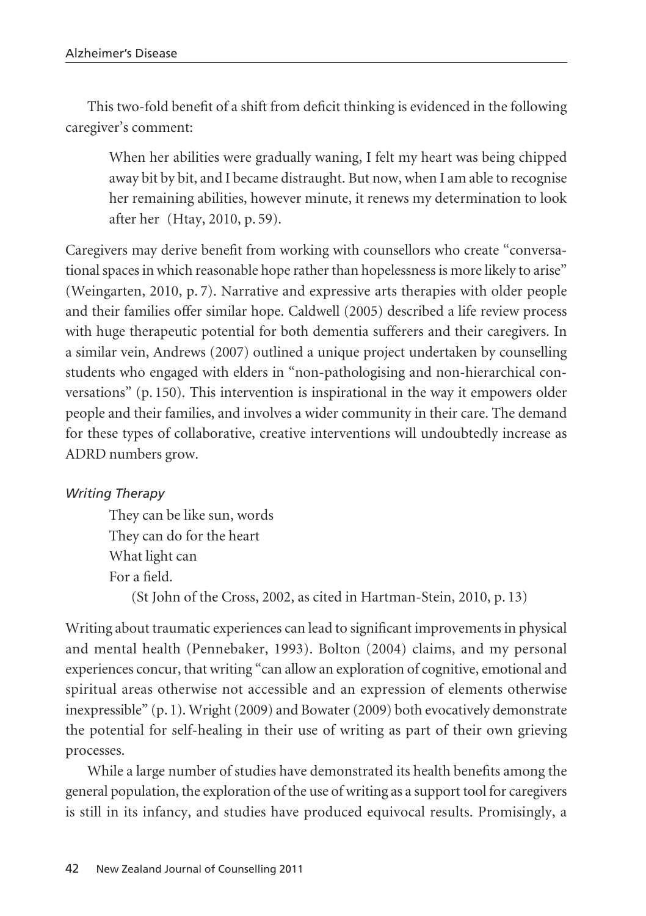This two-fold benefit of a shift from deficit thinking is evidenced in the following caregiver's comment:

> When her abilities were gradually waning, I felt my heart was being chipped away bit by bit, and I became distraught. But now, when I am able to recognise her remaining abilities, however minute, it renews my determination to look after her (Htay, 2010, p. 59).

Caregivers may derive benefit from working with counsellors who create "conversational spaces in which reasonable hope rather than hopelessness is more likely to arise" (Weingarten, 2010, p. 7). Narrative and expressive arts therapies with older people and their families offer similar hope. Caldwell (2005) described a life review process with huge therapeutic potential for both dementia sufferers and their caregivers. In a similar vein, Andrews (2007) outlined a unique project undertaken by counselling students who engaged with elders in "non-pathologising and non-hierarchical conversations" (p. 150). This intervention is inspirational in the way it empowers older people and their families, and involves a wider community in their care. The demand for these types of collaborative, creative interventions will undoubtedly increase as ADRD numbers grow.

*Writing Therapy*

> They can be like sun, words
> They can do for the heart
> What light can
> For a field.
>
> (St John of the Cross, 2002, as cited in Hartman-Stein, 2010, p. 13)

Writing about traumatic experiences can lead to significant improvements in physical and mental health (Pennebaker, 1993). Bolton (2004) claims, and my personal experiences concur, that writing "can allow an exploration of cognitive, emotional and spiritual areas otherwise not accessible and an expression of elements otherwise inexpressible" (p. 1). Wright (2009) and Bowater (2009) both evocatively demonstrate the potential for self-healing in their use of writing as part of their own grieving processes.

While a large number of studies have demonstrated its health benefits among the general population, the exploration of the use of writing as a support tool for caregivers is still in its infancy, and studies have produced equivocal results. Promisingly, a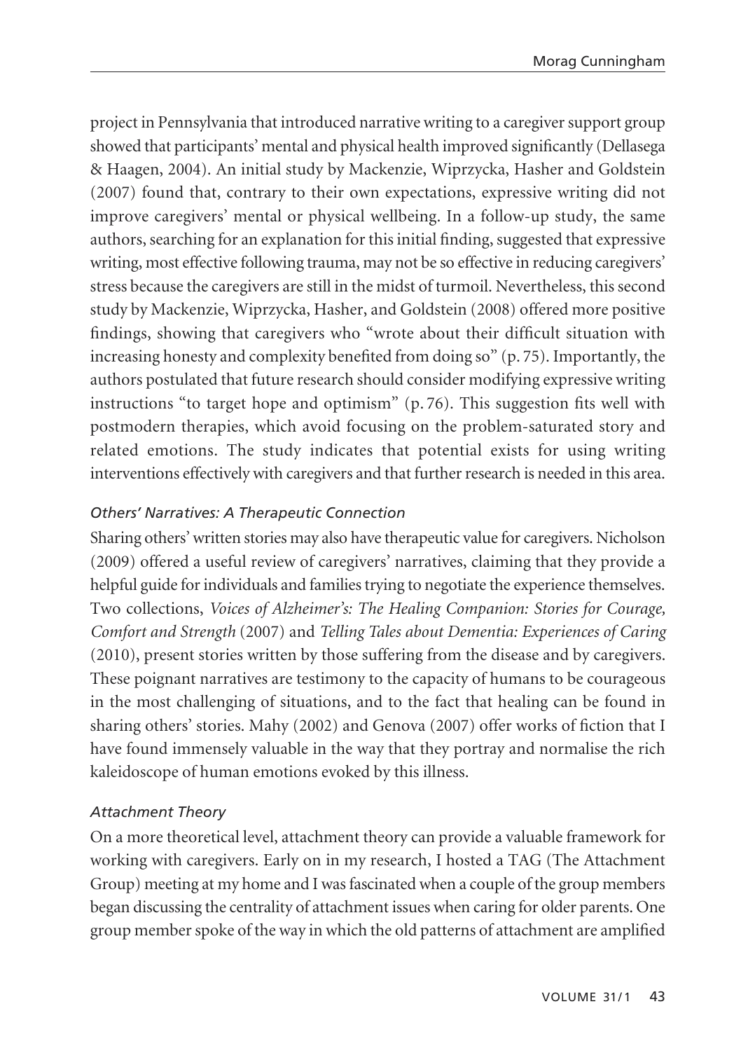project in Pennsylvania that introduced narrative writing to a caregiver support group showed that participants' mental and physical health improved significantly (Dellasega & Haagen, 2004). An initial study by Mackenzie, Wiprzycka, Hasher and Goldstein (2007) found that, contrary to their own expectations, expressive writing did not improve caregivers' mental or physical wellbeing. In a follow-up study, the same authors, searching for an explanation for this initial finding, suggested that expressive writing, most effective following trauma, may not be so effective in reducing caregivers' stress because the caregivers are still in the midst of turmoil. Nevertheless, this second study by Mackenzie, Wiprzycka, Hasher, and Goldstein (2008) offered more positive findings, showing that caregivers who "wrote about their difficult situation with increasing honesty and complexity benefited from doing so" (p. 75). Importantly, the authors postulated that future research should consider modifying expressive writing instructions "to target hope and optimism" (p. 76). This suggestion fits well with postmodern therapies, which avoid focusing on the problem-saturated story and related emotions. The study indicates that potential exists for using writing interventions effectively with caregivers and that further research is needed in this area.

### *Others' Narratives: A Therapeutic Connection*

Sharing others' written stories may also have therapeutic value for caregivers. Nicholson (2009) offered a useful review of caregivers' narratives, claiming that they provide a helpful guide for individuals and families trying to negotiate the experience themselves. Two collections, *Voices of Alzheimer's: The Healing Companion: Stories for Courage, Comfort and Strength* (2007) and *Telling Tales about Dementia: Experiences of Caring* (2010), present stories written by those suffering from the disease and by caregivers. These poignant narratives are testimony to the capacity of humans to be courageous in the most challenging of situations, and to the fact that healing can be found in sharing others' stories. Mahy (2002) and Genova (2007) offer works of fiction that I have found immensely valuable in the way that they portray and normalise the rich kaleidoscope of human emotions evoked by this illness.

### *Attachment Theory*

On a more theoretical level, attachment theory can provide a valuable framework for working with caregivers. Early on in my research, I hosted a TAG (The Attachment Group) meeting at my home and I was fascinated when a couple of the group members began discussing the centrality of attachment issues when caring for older parents. One group member spoke of the way in which the old patterns of attachment are amplified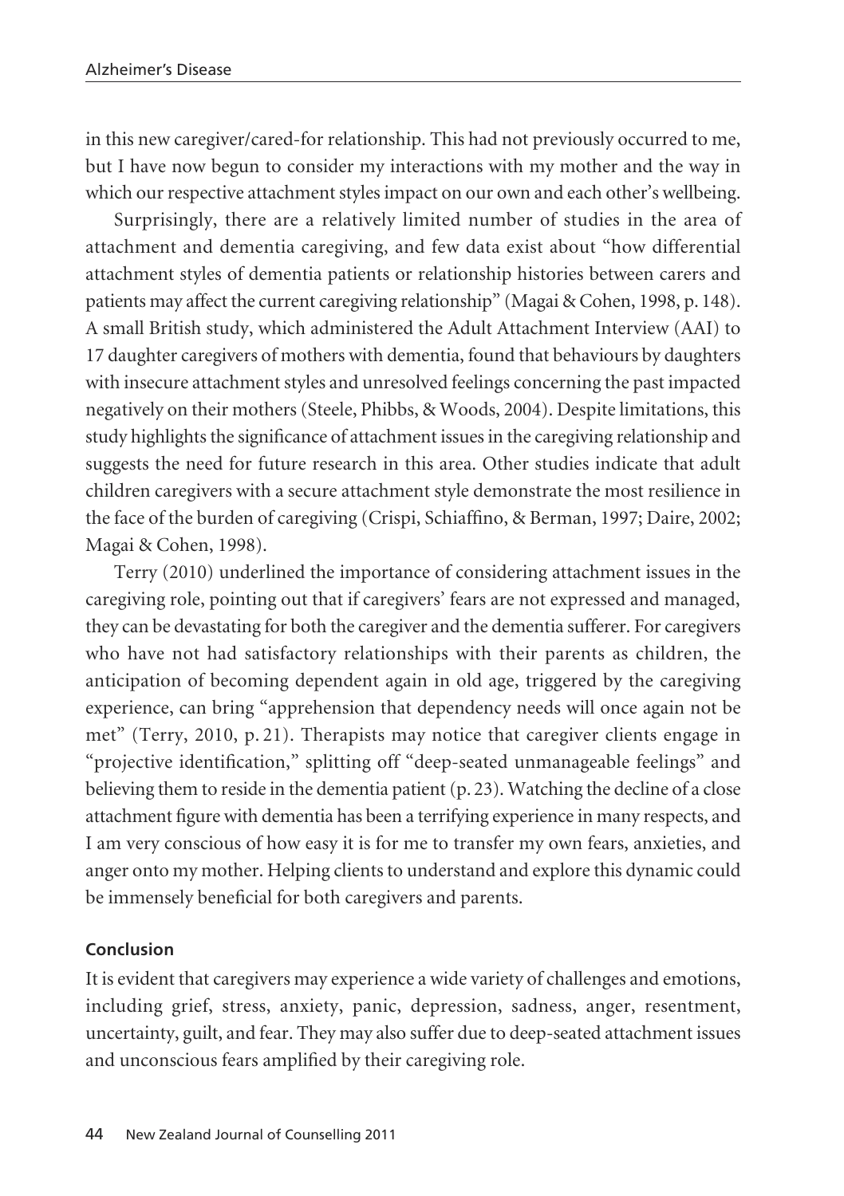in this new caregiver/cared-for relationship. This had not previously occurred to me, but I have now begun to consider my interactions with my mother and the way in which our respective attachment styles impact on our own and each other's wellbeing.

Surprisingly, there are a relatively limited number of studies in the area of attachment and dementia caregiving, and few data exist about "how differential attachment styles of dementia patients or relationship histories between carers and patients may affect the current caregiving relationship" (Magai & Cohen, 1998, p. 148). A small British study, which administered the Adult Attachment Interview (AAI) to 17 daughter caregivers of mothers with dementia, found that behaviours by daughters with insecure attachment styles and unresolved feelings concerning the past impacted negatively on their mothers (Steele, Phibbs, & Woods, 2004). Despite limitations, this study highlights the significance of attachment issues in the caregiving relationship and suggests the need for future research in this area. Other studies indicate that adult children caregivers with a secure attachment style demonstrate the most resilience in the face of the burden of caregiving (Crispi, Schiaffino, & Berman, 1997; Daire, 2002; Magai & Cohen, 1998).

Terry (2010) underlined the importance of considering attachment issues in the caregiving role, pointing out that if caregivers' fears are not expressed and managed, they can be devastating for both the caregiver and the dementia sufferer. For caregivers who have not had satisfactory relationships with their parents as children, the anticipation of becoming dependent again in old age, triggered by the caregiving experience, can bring "apprehension that dependency needs will once again not be met" (Terry, 2010, p. 21). Therapists may notice that caregiver clients engage in "projective identification," splitting off "deep-seated unmanageable feelings" and believing them to reside in the dementia patient (p. 23). Watching the decline of a close attachment figure with dementia has been a terrifying experience in many respects, and I am very conscious of how easy it is for me to transfer my own fears, anxieties, and anger onto my mother. Helping clients to understand and explore this dynamic could be immensely beneficial for both caregivers and parents.

## Conclusion

It is evident that caregivers may experience a wide variety of challenges and emotions, including grief, stress, anxiety, panic, depression, sadness, anger, resentment, uncertainty, guilt, and fear. They may also suffer due to deep-seated attachment issues and unconscious fears amplified by their caregiving role.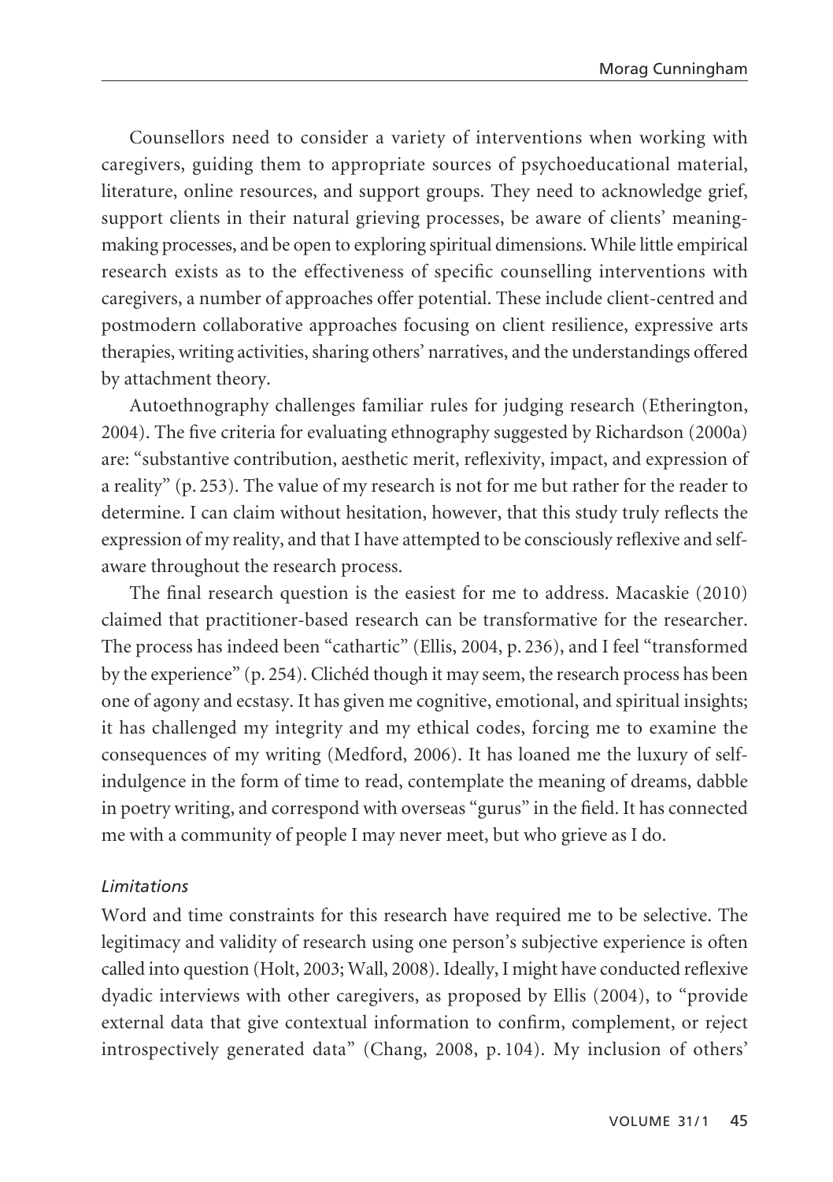Counsellors need to consider a variety of interventions when working with caregivers, guiding them to appropriate sources of psychoeducational material, literature, online resources, and support groups. They need to acknowledge grief, support clients in their natural grieving processes, be aware of clients' meaning-making processes, and be open to exploring spiritual dimensions. While little empirical research exists as to the effectiveness of specific counselling interventions with caregivers, a number of approaches offer potential. These include client-centred and postmodern collaborative approaches focusing on client resilience, expressive arts therapies, writing activities, sharing others' narratives, and the understandings offered by attachment theory.

Autoethnography challenges familiar rules for judging research (Etherington, 2004). The five criteria for evaluating ethnography suggested by Richardson (2000a) are: "substantive contribution, aesthetic merit, reflexivity, impact, and expression of a reality" (p. 253). The value of my research is not for me but rather for the reader to determine. I can claim without hesitation, however, that this study truly reflects the expression of my reality, and that I have attempted to be consciously reflexive and self-aware throughout the research process.

The final research question is the easiest for me to address. Macaskie (2010) claimed that practitioner-based research can be transformative for the researcher. The process has indeed been "cathartic" (Ellis, 2004, p. 236), and I feel "transformed by the experience" (p. 254). Clichéd though it may seem, the research process has been one of agony and ecstasy. It has given me cognitive, emotional, and spiritual insights; it has challenged my integrity and my ethical codes, forcing me to examine the consequences of my writing (Medford, 2006). It has loaned me the luxury of self-indulgence in the form of time to read, contemplate the meaning of dreams, dabble in poetry writing, and correspond with overseas "gurus" in the field. It has connected me with a community of people I may never meet, but who grieve as I do.

### *Limitations*

Word and time constraints for this research have required me to be selective. The legitimacy and validity of research using one person's subjective experience is often called into question (Holt, 2003; Wall, 2008). Ideally, I might have conducted reflexive dyadic interviews with other caregivers, as proposed by Ellis (2004), to "provide external data that give contextual information to confirm, complement, or reject introspectively generated data" (Chang, 2008, p. 104). My inclusion of others'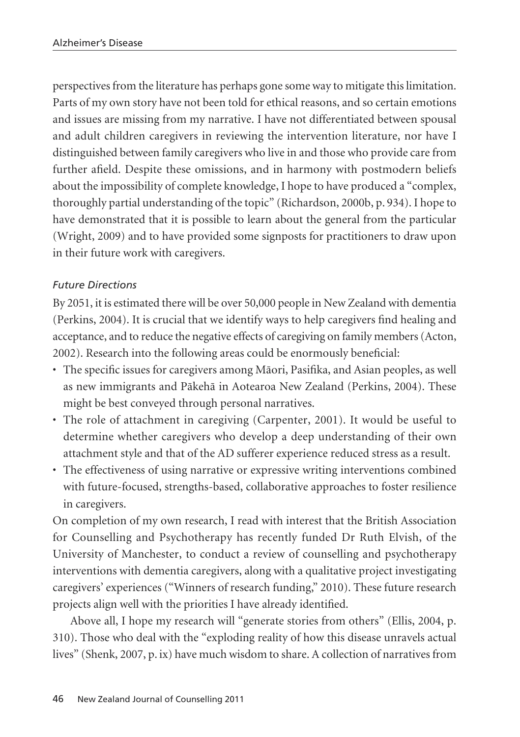perspectives from the literature has perhaps gone some way to mitigate this limitation. Parts of my own story have not been told for ethical reasons, and so certain emotions and issues are missing from my narrative. I have not differentiated between spousal and adult children caregivers in reviewing the intervention literature, nor have I distinguished between family caregivers who live in and those who provide care from further afield. Despite these omissions, and in harmony with postmodern beliefs about the impossibility of complete knowledge, I hope to have produced a "complex, thoroughly partial understanding of the topic" (Richardson, 2000b, p. 934). I hope to have demonstrated that it is possible to learn about the general from the particular (Wright, 2009) and to have provided some signposts for practitioners to draw upon in their future work with caregivers.

### *Future Directions*

By 2051, it is estimated there will be over 50,000 people in New Zealand with dementia (Perkins, 2004). It is crucial that we identify ways to help caregivers find healing and acceptance, and to reduce the negative effects of caregiving on family members (Acton, 2002). Research into the following areas could be enormously beneficial:

- The specific issues for caregivers among Māori, Pasifika, and Asian peoples, as well as new immigrants and Pākehā in Aotearoa New Zealand (Perkins, 2004). These might be best conveyed through personal narratives.
- The role of attachment in caregiving (Carpenter, 2001). It would be useful to determine whether caregivers who develop a deep understanding of their own attachment style and that of the AD sufferer experience reduced stress as a result.
- The effectiveness of using narrative or expressive writing interventions combined with future-focused, strengths-based, collaborative approaches to foster resilience in caregivers.

On completion of my own research, I read with interest that the British Association for Counselling and Psychotherapy has recently funded Dr Ruth Elvish, of the University of Manchester, to conduct a review of counselling and psychotherapy interventions with dementia caregivers, along with a qualitative project investigating caregivers' experiences ("Winners of research funding," 2010). These future research projects align well with the priorities I have already identified.

Above all, I hope my research will "generate stories from others" (Ellis, 2004, p. 310). Those who deal with the "exploding reality of how this disease unravels actual lives" (Shenk, 2007, p. ix) have much wisdom to share. A collection of narratives from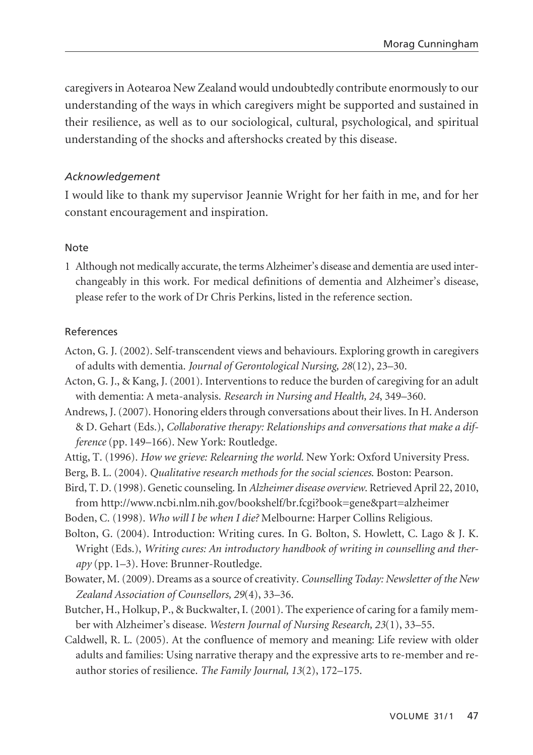caregivers in Aotearoa New Zealand would undoubtedly contribute enormously to our understanding of the ways in which caregivers might be supported and sustained in their resilience, as well as to our sociological, cultural, psychological, and spiritual understanding of the shocks and aftershocks created by this disease.

### *Acknowledgement*

I would like to thank my supervisor Jeannie Wright for her faith in me, and for her constant encouragement and inspiration.

### Note

1 Although not medically accurate, the terms Alzheimer's disease and dementia are used interchangeably in this work. For medical definitions of dementia and Alzheimer's disease, please refer to the work of Dr Chris Perkins, listed in the reference section.

### References

Acton, G. J. (2002). Self-transcendent views and behaviours. Exploring growth in caregivers of adults with dementia. *Journal of Gerontological Nursing, 28*(12), 23–30.

Acton, G. J., & Kang, J. (2001). Interventions to reduce the burden of caregiving for an adult with dementia: A meta-analysis. *Research in Nursing and Health, 24*, 349–360.

Andrews, J. (2007). Honoring elders through conversations about their lives. In H. Anderson & D. Gehart (Eds.), *Collaborative therapy: Relationships and conversations that make a difference* (pp. 149–166). New York: Routledge.

Attig, T. (1996). *How we grieve: Relearning the world*. New York: Oxford University Press.

Berg, B. L. (2004). *Qualitative research methods for the social sciences*. Boston: Pearson.

Bird, T. D. (1998). Genetic counseling. In *Alzheimer disease overview*. Retrieved April 22, 2010, from http://www.ncbi.nlm.nih.gov/bookshelf/br.fcgi?book=gene&part=alzheimer

Boden, C. (1998). *Who will I be when I die?* Melbourne: Harper Collins Religious.

Bolton, G. (2004). Introduction: Writing cures. In G. Bolton, S. Howlett, C. Lago & J. K. Wright (Eds.), *Writing cures: An introductory handbook of writing in counselling and therapy* (pp. 1–3). Hove: Brunner-Routledge.

Bowater, M. (2009). Dreams as a source of creativity. *Counselling Today: Newsletter of the New Zealand Association of Counsellors, 29*(4), 33–36.

Butcher, H., Holkup, P., & Buckwalter, I. (2001). The experience of caring for a family member with Alzheimer's disease. *Western Journal of Nursing Research, 23*(1), 33–55.

Caldwell, R. L. (2005). At the confluence of memory and meaning: Life review with older adults and families: Using narrative therapy and the expressive arts to re-member and re-author stories of resilience. *The Family Journal, 13*(2), 172–175.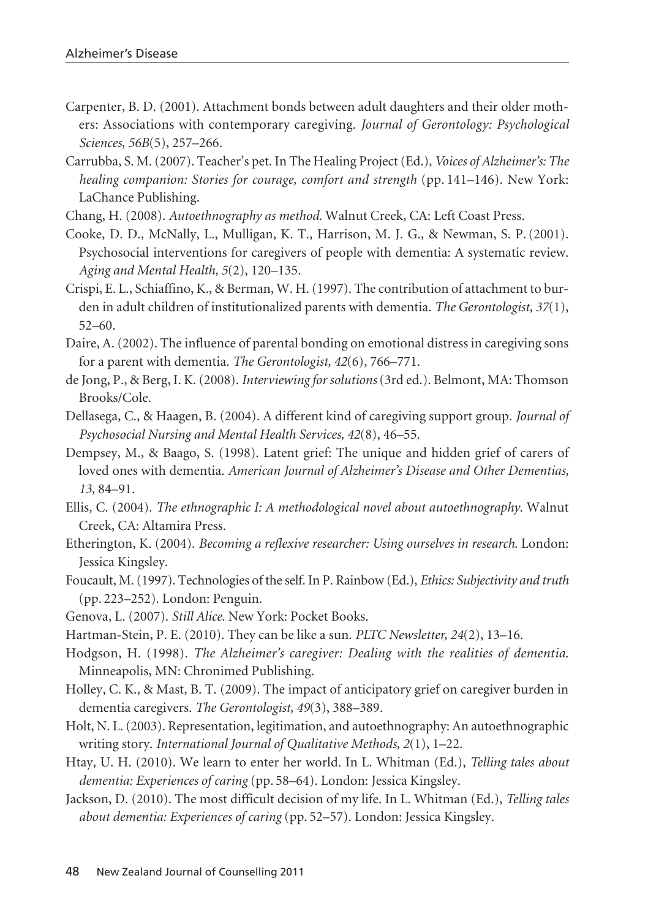Carpenter, B. D. (2001). Attachment bonds between adult daughters and their older mothers: Associations with contemporary caregiving. *Journal of Gerontology: Psychological Sciences, 56B*(5), 257–266.

Carrubba, S. M. (2007). Teacher's pet. In The Healing Project (Ed.), *Voices of Alzheimer's: The healing companion: Stories for courage, comfort and strength* (pp. 141–146). New York: LaChance Publishing.

Chang, H. (2008). *Autoethnography as method*. Walnut Creek, CA: Left Coast Press.

Cooke, D. D., McNally, L., Mulligan, K. T., Harrison, M. J. G., & Newman, S. P. (2001). Psychosocial interventions for caregivers of people with dementia: A systematic review. *Aging and Mental Health, 5*(2), 120–135.

Crispi, E. L., Schiaffino, K., & Berman, W. H. (1997). The contribution of attachment to burden in adult children of institutionalized parents with dementia. *The Gerontologist, 37*(1), 52–60.

Daire, A. (2002). The influence of parental bonding on emotional distress in caregiving sons for a parent with dementia. *The Gerontologist, 42*(6), 766–771.

de Jong, P., & Berg, I. K. (2008). *Interviewing for solutions* (3rd ed.). Belmont, MA: Thomson Brooks/Cole.

Dellasega, C., & Haagen, B. (2004). A different kind of caregiving support group. *Journal of Psychosocial Nursing and Mental Health Services, 42*(8), 46–55.

Dempsey, M., & Baago, S. (1998). Latent grief: The unique and hidden grief of carers of loved ones with dementia. *American Journal of Alzheimer's Disease and Other Dementias, 13*, 84–91.

Ellis, C. (2004). *The ethnographic I: A methodological novel about autoethnography*. Walnut Creek, CA: Altamira Press.

Etherington, K. (2004). *Becoming a reflexive researcher: Using ourselves in research*. London: Jessica Kingsley.

Foucault, M. (1997). Technologies of the self. In P. Rainbow (Ed.), *Ethics: Subjectivity and truth* (pp. 223–252). London: Penguin.

Genova, L. (2007). *Still Alice*. New York: Pocket Books.

Hartman-Stein, P. E. (2010). They can be like a sun. *PLTC Newsletter, 24*(2), 13–16.

Hodgson, H. (1998). *The Alzheimer's caregiver: Dealing with the realities of dementia*. Minneapolis, MN: Chronimed Publishing.

Holley, C. K., & Mast, B. T. (2009). The impact of anticipatory grief on caregiver burden in dementia caregivers. *The Gerontologist, 49*(3), 388–389.

Holt, N. L. (2003). Representation, legitimation, and autoethnography: An autoethnographic writing story. *International Journal of Qualitative Methods, 2*(1), 1–22.

Htay, U. H. (2010). We learn to enter her world. In L. Whitman (Ed.), *Telling tales about dementia: Experiences of caring* (pp. 58–64). London: Jessica Kingsley.

Jackson, D. (2010). The most difficult decision of my life. In L. Whitman (Ed.), *Telling tales about dementia: Experiences of caring* (pp. 52–57). London: Jessica Kingsley.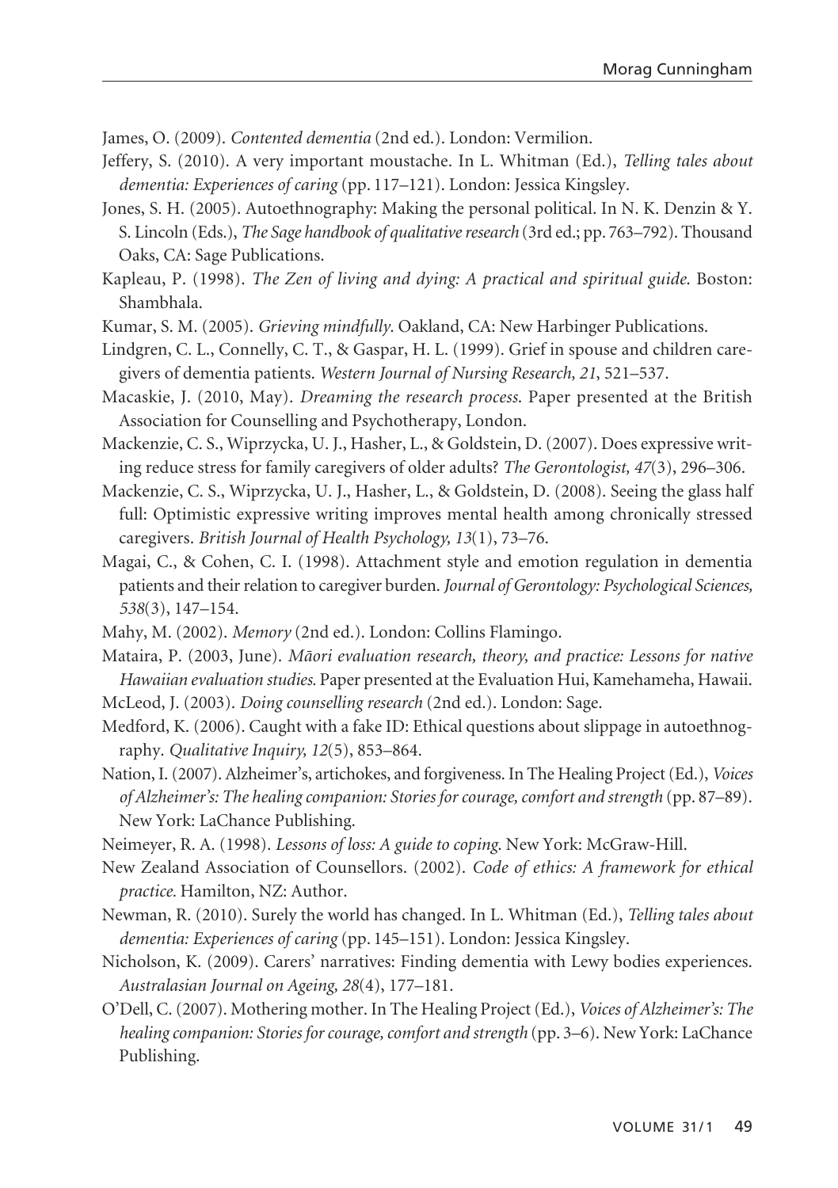James, O. (2009). *Contented dementia* (2nd ed.). London: Vermilion.

Jeffery, S. (2010). A very important moustache. In L. Whitman (Ed.), *Telling tales about dementia: Experiences of caring* (pp. 117–121). London: Jessica Kingsley.

Jones, S. H. (2005). Autoethnography: Making the personal political. In N. K. Denzin & Y. S. Lincoln (Eds.), *The Sage handbook of qualitative research* (3rd ed.; pp. 763–792). Thousand Oaks, CA: Sage Publications.

Kapleau, P. (1998). *The Zen of living and dying: A practical and spiritual guide*. Boston: Shambhala.

Kumar, S. M. (2005). *Grieving mindfully*. Oakland, CA: New Harbinger Publications.

Lindgren, C. L., Connelly, C. T., & Gaspar, H. L. (1999). Grief in spouse and children caregivers of dementia patients. *Western Journal of Nursing Research, 21*, 521–537.

Macaskie, J. (2010, May). *Dreaming the research process*. Paper presented at the British Association for Counselling and Psychotherapy, London.

Mackenzie, C. S., Wiprzycka, U. J., Hasher, L., & Goldstein, D. (2007). Does expressive writing reduce stress for family caregivers of older adults? *The Gerontologist, 47*(3), 296–306.

Mackenzie, C. S., Wiprzycka, U. J., Hasher, L., & Goldstein, D. (2008). Seeing the glass half full: Optimistic expressive writing improves mental health among chronically stressed caregivers. *British Journal of Health Psychology, 13*(1), 73–76.

Magai, C., & Cohen, C. I. (1998). Attachment style and emotion regulation in dementia patients and their relation to caregiver burden. *Journal of Gerontology: Psychological Sciences, 538*(3), 147–154.

Mahy, M. (2002). *Memory* (2nd ed.). London: Collins Flamingo.

Mataira, P. (2003, June). *Māori evaluation research, theory, and practice: Lessons for native Hawaiian evaluation studies*. Paper presented at the Evaluation Hui, Kamehameha, Hawaii.

McLeod, J. (2003). *Doing counselling research* (2nd ed.). London: Sage.

Medford, K. (2006). Caught with a fake ID: Ethical questions about slippage in autoethnography. *Qualitative Inquiry, 12*(5), 853–864.

Nation, I. (2007). Alzheimer's, artichokes, and forgiveness. In The Healing Project (Ed.), *Voices of Alzheimer's: The healing companion: Stories for courage, comfort and strength* (pp. 87–89). New York: LaChance Publishing.

Neimeyer, R. A. (1998). *Lessons of loss: A guide to coping*. New York: McGraw-Hill.

New Zealand Association of Counsellors. (2002). *Code of ethics: A framework for ethical practice*. Hamilton, NZ: Author.

Newman, R. (2010). Surely the world has changed. In L. Whitman (Ed.), *Telling tales about dementia: Experiences of caring* (pp. 145–151). London: Jessica Kingsley.

Nicholson, K. (2009). Carers' narratives: Finding dementia with Lewy bodies experiences. *Australasian Journal on Ageing, 28*(4), 177–181.

O'Dell, C. (2007). Mothering mother. In The Healing Project (Ed.), *Voices of Alzheimer's: The healing companion: Stories for courage, comfort and strength* (pp. 3–6). New York: LaChance Publishing.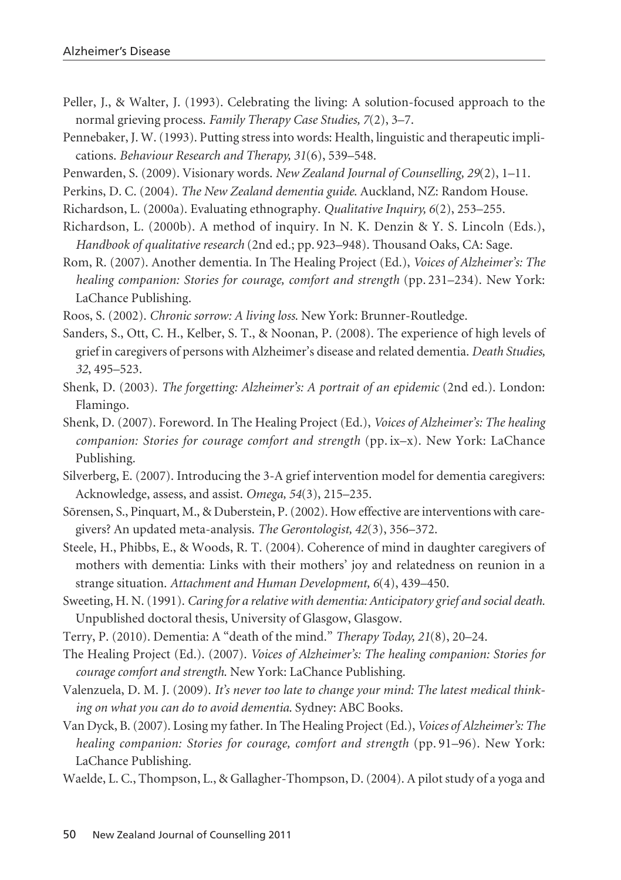Peller, J., & Walter, J. (1993). Celebrating the living: A solution-focused approach to the normal grieving process. *Family Therapy Case Studies, 7*(2), 3–7.

Pennebaker, J. W. (1993). Putting stress into words: Health, linguistic and therapeutic implications. *Behaviour Research and Therapy, 31*(6), 539–548.

Penwarden, S. (2009). Visionary words. *New Zealand Journal of Counselling, 29*(2), 1–11.

Perkins, D. C. (2004). *The New Zealand dementia guide.* Auckland, NZ: Random House.

Richardson, L. (2000a). Evaluating ethnography. *Qualitative Inquiry, 6*(2), 253–255.

Richardson, L. (2000b). A method of inquiry. In N. K. Denzin & Y. S. Lincoln (Eds.), *Handbook of qualitative research* (2nd ed.; pp. 923–948). Thousand Oaks, CA: Sage.

Rom, R. (2007). Another dementia. In The Healing Project (Ed.), *Voices of Alzheimer's: The healing companion: Stories for courage, comfort and strength* (pp. 231–234). New York: LaChance Publishing.

Roos, S. (2002). *Chronic sorrow: A living loss.* New York: Brunner-Routledge.

Sanders, S., Ott, C. H., Kelber, S. T., & Noonan, P. (2008). The experience of high levels of grief in caregivers of persons with Alzheimer's disease and related dementia. *Death Studies, 32*, 495–523.

Shenk, D. (2003). *The forgetting: Alzheimer's: A portrait of an epidemic* (2nd ed.). London: Flamingo.

Shenk, D. (2007). Foreword. In The Healing Project (Ed.), *Voices of Alzheimer's: The healing companion: Stories for courage comfort and strength* (pp. ix–x). New York: LaChance Publishing.

Silverberg, E. (2007). Introducing the 3-A grief intervention model for dementia caregivers: Acknowledge, assess, and assist. *Omega, 54*(3), 215–235.

Sōrensen, S., Pinquart, M., & Duberstein, P. (2002). How effective are interventions with caregivers? An updated meta-analysis. *The Gerontologist, 42*(3), 356–372.

Steele, H., Phibbs, E., & Woods, R. T. (2004). Coherence of mind in daughter caregivers of mothers with dementia: Links with their mothers' joy and relatedness on reunion in a strange situation. *Attachment and Human Development, 6*(4), 439–450.

Sweeting, H. N. (1991). *Caring for a relative with dementia: Anticipatory grief and social death.* Unpublished doctoral thesis, University of Glasgow, Glasgow.

Terry, P. (2010). Dementia: A "death of the mind." *Therapy Today, 21*(8), 20–24.

The Healing Project (Ed.). (2007). *Voices of Alzheimer's: The healing companion: Stories for courage comfort and strength.* New York: LaChance Publishing.

Valenzuela, D. M. J. (2009). *It's never too late to change your mind: The latest medical thinking on what you can do to avoid dementia.* Sydney: ABC Books.

Van Dyck, B. (2007). Losing my father. In The Healing Project (Ed.), *Voices of Alzheimer's: The healing companion: Stories for courage, comfort and strength* (pp. 91–96). New York: LaChance Publishing.

Waelde, L. C., Thompson, L., & Gallagher-Thompson, D. (2004). A pilot study of a yoga and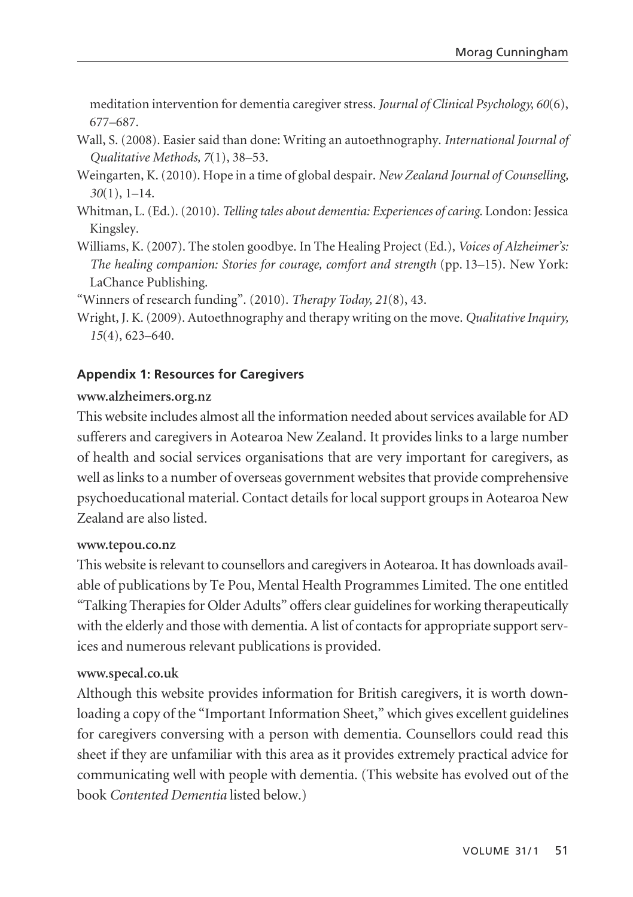meditation intervention for dementia caregiver stress. *Journal of Clinical Psychology, 60*(6), 677–687.

Wall, S. (2008). Easier said than done: Writing an autoethnography. *International Journal of Qualitative Methods, 7*(1), 38–53.

Weingarten, K. (2010). Hope in a time of global despair. *New Zealand Journal of Counselling, 30*(1), 1–14.

Whitman, L. (Ed.). (2010). *Telling tales about dementia: Experiences of caring.* London: Jessica Kingsley.

Williams, K. (2007). The stolen goodbye. In The Healing Project (Ed.), *Voices of Alzheimer's: The healing companion: Stories for courage, comfort and strength* (pp. 13–15). New York: LaChance Publishing.

"Winners of research funding". (2010). *Therapy Today, 21*(8), 43.

Wright, J. K. (2009). Autoethnography and therapy writing on the move. *Qualitative Inquiry, 15*(4), 623–640.

## Appendix 1: Resources for Caregivers

**www.alzheimers.org.nz**

This website includes almost all the information needed about services available for AD sufferers and caregivers in Aotearoa New Zealand. It provides links to a large number of health and social services organisations that are very important for caregivers, as well as links to a number of overseas government websites that provide comprehensive psychoeducational material. Contact details for local support groups in Aotearoa New Zealand are also listed.

**www.tepou.co.nz**

This website is relevant to counsellors and caregivers in Aotearoa. It has downloads available of publications by Te Pou, Mental Health Programmes Limited. The one entitled "Talking Therapies for Older Adults" offers clear guidelines for working therapeutically with the elderly and those with dementia. A list of contacts for appropriate support services and numerous relevant publications is provided.

**www.specal.co.uk**

Although this website provides information for British caregivers, it is worth downloading a copy of the "Important Information Sheet," which gives excellent guidelines for caregivers conversing with a person with dementia. Counsellors could read this sheet if they are unfamiliar with this area as it provides extremely practical advice for communicating well with people with dementia. (This website has evolved out of the book *Contented Dementia* listed below.)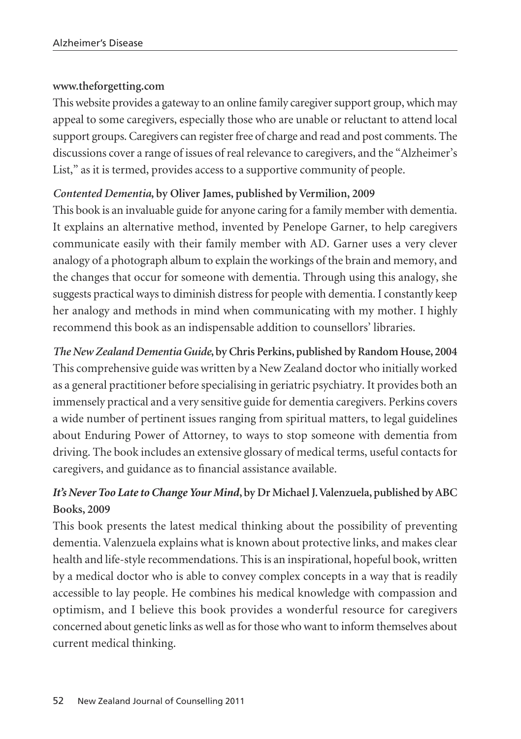**www.theforgetting.com**

This website provides a gateway to an online family caregiver support group, which may appeal to some caregivers, especially those who are unable or reluctant to attend local support groups. Caregivers can register free of charge and read and post comments. The discussions cover a range of issues of real relevance to caregivers, and the "Alzheimer's List," as it is termed, provides access to a supportive community of people.

***Contented Dementia*, by Oliver James, published by Vermilion, 2009**

This book is an invaluable guide for anyone caring for a family member with dementia. It explains an alternative method, invented by Penelope Garner, to help caregivers communicate easily with their family member with AD. Garner uses a very clever analogy of a photograph album to explain the workings of the brain and memory, and the changes that occur for someone with dementia. Through using this analogy, she suggests practical ways to diminish distress for people with dementia. I constantly keep her analogy and methods in mind when communicating with my mother. I highly recommend this book as an indispensable addition to counsellors' libraries.

***The New Zealand Dementia Guide*, by Chris Perkins, published by Random House, 2004**

This comprehensive guide was written by a New Zealand doctor who initially worked as a general practitioner before specialising in geriatric psychiatry. It provides both an immensely practical and a very sensitive guide for dementia caregivers. Perkins covers a wide number of pertinent issues ranging from spiritual matters, to legal guidelines about Enduring Power of Attorney, to ways to stop someone with dementia from driving. The book includes an extensive glossary of medical terms, useful contacts for caregivers, and guidance as to financial assistance available.

***It's Never Too Late to Change Your Mind*, by Dr Michael J. Valenzuela, published by ABC Books, 2009**

This book presents the latest medical thinking about the possibility of preventing dementia. Valenzuela explains what is known about protective links, and makes clear health and life-style recommendations. This is an inspirational, hopeful book, written by a medical doctor who is able to convey complex concepts in a way that is readily accessible to lay people. He combines his medical knowledge with compassion and optimism, and I believe this book provides a wonderful resource for caregivers concerned about genetic links as well as for those who want to inform themselves about current medical thinking.